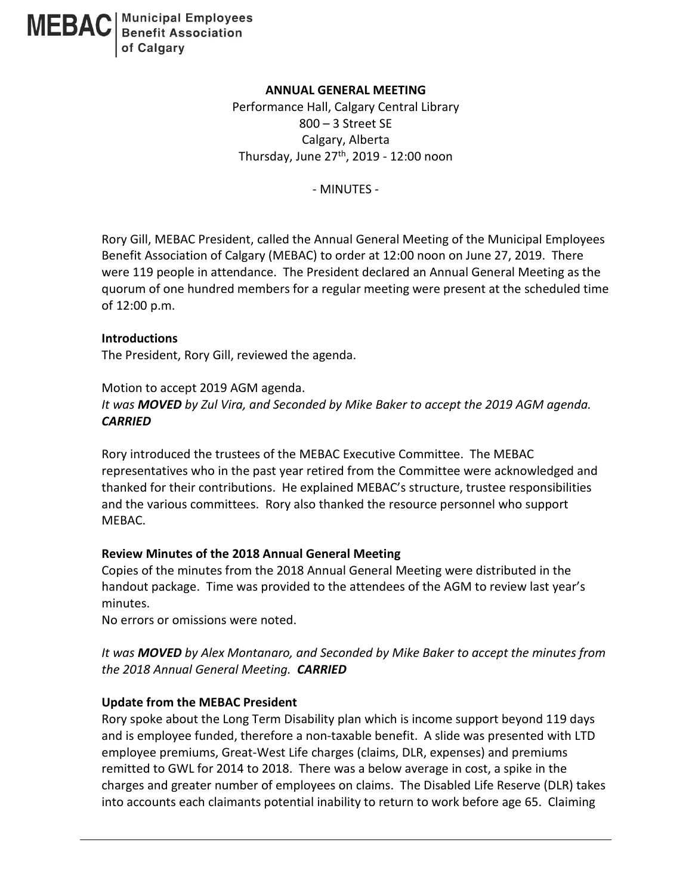**MEBAC** | Municipal Employees Benefit Association of Calgary

**ANNUAL GENERAL MEETING**

Performance Hall, Calgary Central Library
800 – 3 Street SE
Calgary, Alberta
Thursday, June 27th, 2019 - 12:00 noon

\- MINUTES -

Rory Gill, MEBAC President, called the Annual General Meeting of the Municipal Employees Benefit Association of Calgary (MEBAC) to order at 12:00 noon on June 27, 2019. There were 119 people in attendance. The President declared an Annual General Meeting as the quorum of one hundred members for a regular meeting were present at the scheduled time of 12:00 p.m.

**Introductions**

The President, Rory Gill, reviewed the agenda.

Motion to accept 2019 AGM agenda.
*It was **MOVED** by Zul Vira, and Seconded by Mike Baker to accept the 2019 AGM agenda. **CARRIED***

Rory introduced the trustees of the MEBAC Executive Committee. The MEBAC representatives who in the past year retired from the Committee were acknowledged and thanked for their contributions. He explained MEBAC's structure, trustee responsibilities and the various committees. Rory also thanked the resource personnel who support MEBAC.

**Review Minutes of the 2018 Annual General Meeting**

Copies of the minutes from the 2018 Annual General Meeting were distributed in the handout package. Time was provided to the attendees of the AGM to review last year's minutes.
No errors or omissions were noted.

*It was **MOVED** by Alex Montanaro, and Seconded by Mike Baker to accept the minutes from the 2018 Annual General Meeting. **CARRIED***

**Update from the MEBAC President**

Rory spoke about the Long Term Disability plan which is income support beyond 119 days and is employee funded, therefore a non-taxable benefit. A slide was presented with LTD employee premiums, Great-West Life charges (claims, DLR, expenses) and premiums remitted to GWL for 2014 to 2018. There was a below average in cost, a spike in the charges and greater number of employees on claims. The Disabled Life Reserve (DLR) takes into accounts each claimants potential inability to return to work before age 65. Claiming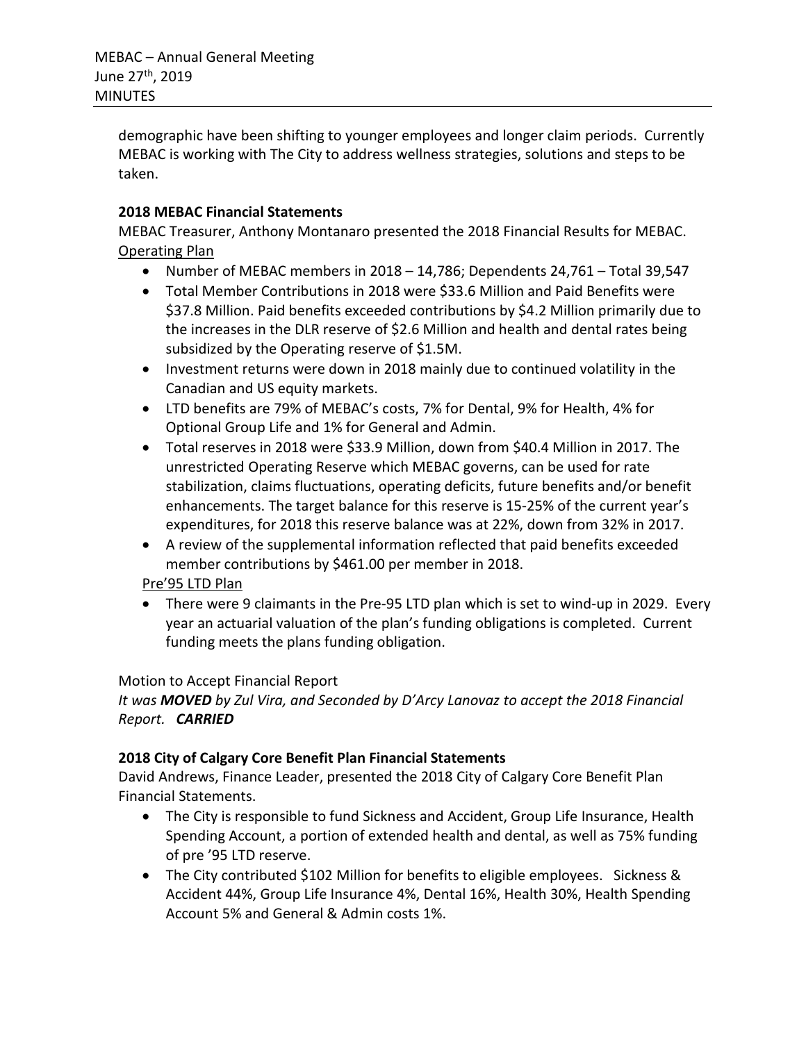demographic have been shifting to younger employees and longer claim periods. Currently MEBAC is working with The City to address wellness strategies, solutions and steps to be taken.

**2018 MEBAC Financial Statements**

MEBAC Treasurer, Anthony Montanaro presented the 2018 Financial Results for MEBAC.

Operating Plan

- Number of MEBAC members in 2018 – 14,786; Dependents 24,761 – Total 39,547
- Total Member Contributions in 2018 were $33.6 Million and Paid Benefits were $37.8 Million. Paid benefits exceeded contributions by $4.2 Million primarily due to the increases in the DLR reserve of $2.6 Million and health and dental rates being subsidized by the Operating reserve of $1.5M.
- Investment returns were down in 2018 mainly due to continued volatility in the Canadian and US equity markets.
- LTD benefits are 79% of MEBAC's costs, 7% for Dental, 9% for Health, 4% for Optional Group Life and 1% for General and Admin.
- Total reserves in 2018 were $33.9 Million, down from $40.4 Million in 2017. The unrestricted Operating Reserve which MEBAC governs, can be used for rate stabilization, claims fluctuations, operating deficits, future benefits and/or benefit enhancements. The target balance for this reserve is 15-25% of the current year's expenditures, for 2018 this reserve balance was at 22%, down from 32% in 2017.
- A review of the supplemental information reflected that paid benefits exceeded member contributions by $461.00 per member in 2018.

Pre'95 LTD Plan

- There were 9 claimants in the Pre-95 LTD plan which is set to wind-up in 2029. Every year an actuarial valuation of the plan's funding obligations is completed. Current funding meets the plans funding obligation.

Motion to Accept Financial Report

*It was **MOVED** by Zul Vira, and Seconded by D'Arcy Lanovaz to accept the 2018 Financial Report. **CARRIED***

**2018 City of Calgary Core Benefit Plan Financial Statements**

David Andrews, Finance Leader, presented the 2018 City of Calgary Core Benefit Plan Financial Statements.

- The City is responsible to fund Sickness and Accident, Group Life Insurance, Health Spending Account, a portion of extended health and dental, as well as 75% funding of pre '95 LTD reserve.
- The City contributed $102 Million for benefits to eligible employees. Sickness & Accident 44%, Group Life Insurance 4%, Dental 16%, Health 30%, Health Spending Account 5% and General & Admin costs 1%.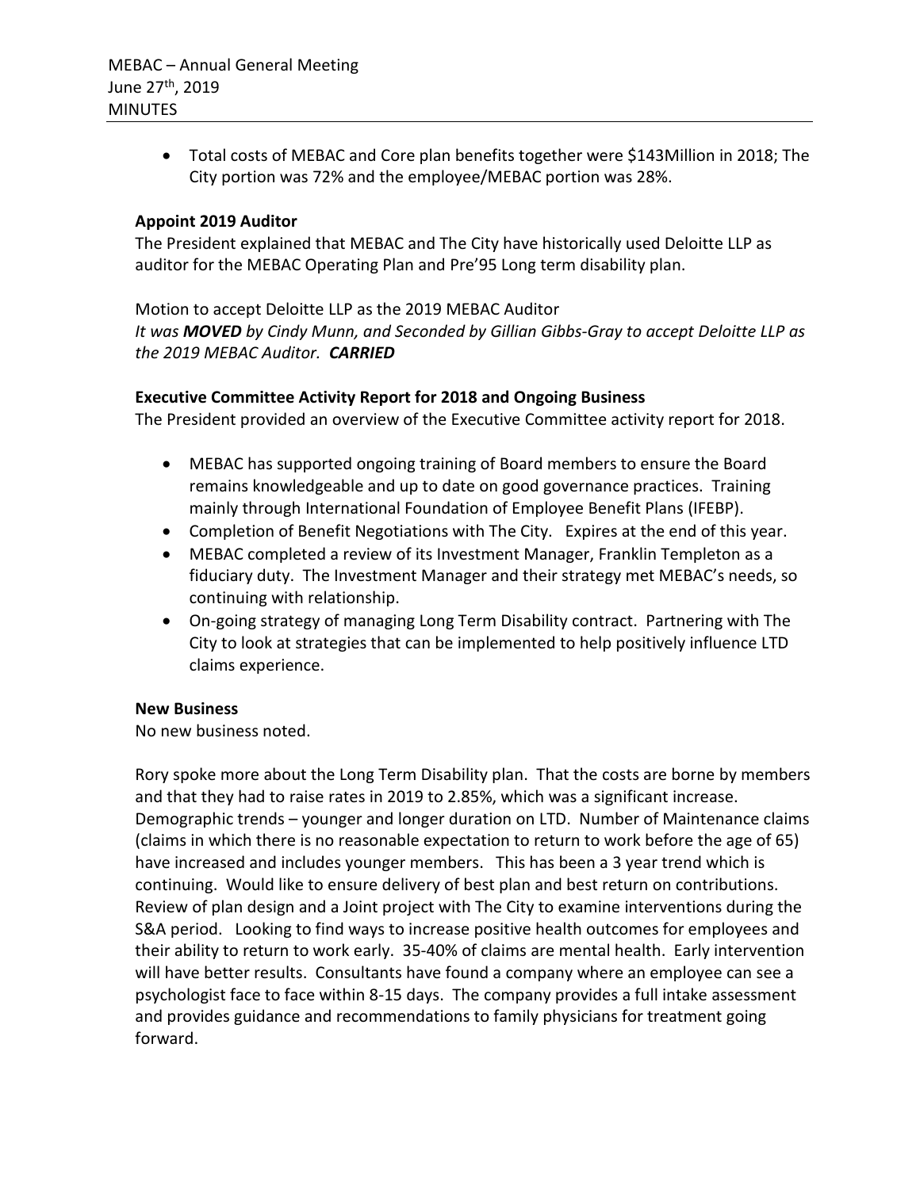- Total costs of MEBAC and Core plan benefits together were $143Million in 2018; The City portion was 72% and the employee/MEBAC portion was 28%.

**Appoint 2019 Auditor**

The President explained that MEBAC and The City have historically used Deloitte LLP as auditor for the MEBAC Operating Plan and Pre'95 Long term disability plan.

Motion to accept Deloitte LLP as the 2019 MEBAC Auditor

*It was **MOVED** by Cindy Munn, and Seconded by Gillian Gibbs-Gray to accept Deloitte LLP as the 2019 MEBAC Auditor. **CARRIED***

**Executive Committee Activity Report for 2018 and Ongoing Business**

The President provided an overview of the Executive Committee activity report for 2018.

- MEBAC has supported ongoing training of Board members to ensure the Board remains knowledgeable and up to date on good governance practices. Training mainly through International Foundation of Employee Benefit Plans (IFEBP).
- Completion of Benefit Negotiations with The City. Expires at the end of this year.
- MEBAC completed a review of its Investment Manager, Franklin Templeton as a fiduciary duty. The Investment Manager and their strategy met MEBAC's needs, so continuing with relationship.
- On-going strategy of managing Long Term Disability contract. Partnering with The City to look at strategies that can be implemented to help positively influence LTD claims experience.

**New Business**

No new business noted.

Rory spoke more about the Long Term Disability plan. That the costs are borne by members and that they had to raise rates in 2019 to 2.85%, which was a significant increase. Demographic trends – younger and longer duration on LTD. Number of Maintenance claims (claims in which there is no reasonable expectation to return to work before the age of 65) have increased and includes younger members. This has been a 3 year trend which is continuing. Would like to ensure delivery of best plan and best return on contributions. Review of plan design and a Joint project with The City to examine interventions during the S&A period. Looking to find ways to increase positive health outcomes for employees and their ability to return to work early. 35-40% of claims are mental health. Early intervention will have better results. Consultants have found a company where an employee can see a psychologist face to face within 8-15 days. The company provides a full intake assessment and provides guidance and recommendations to family physicians for treatment going forward.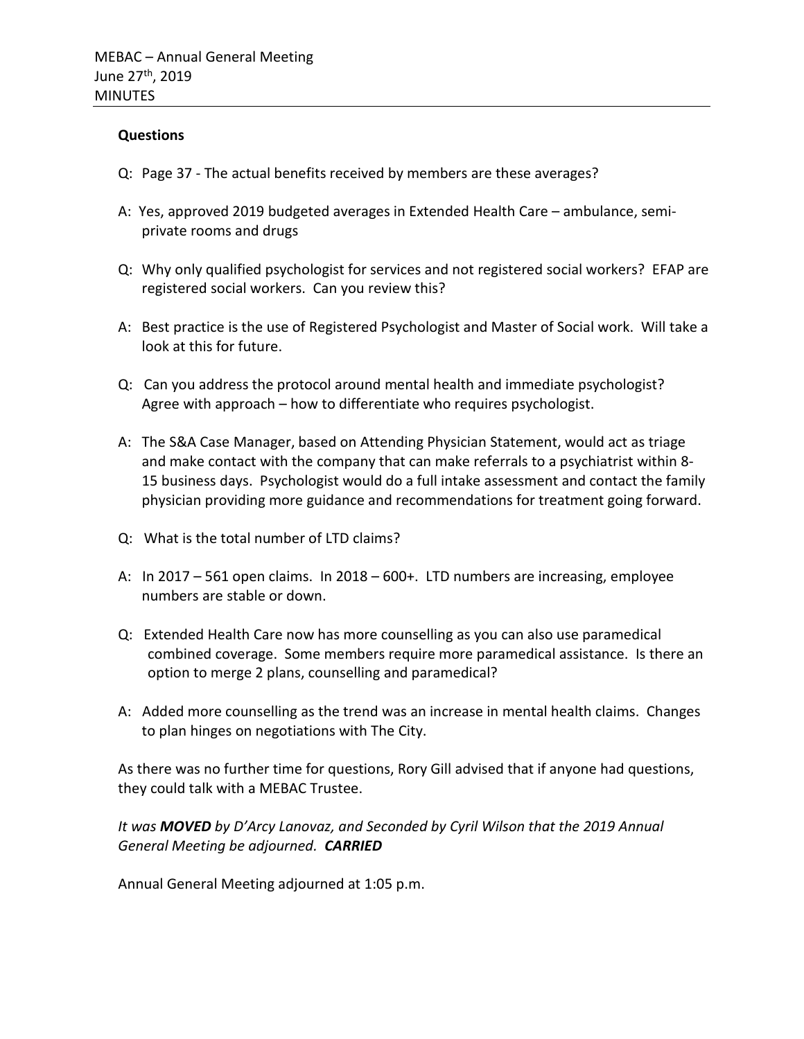**Questions**

Q: Page 37 - The actual benefits received by members are these averages?

A: Yes, approved 2019 budgeted averages in Extended Health Care – ambulance, semi-private rooms and drugs

Q: Why only qualified psychologist for services and not registered social workers? EFAP are registered social workers. Can you review this?

A: Best practice is the use of Registered Psychologist and Master of Social work. Will take a look at this for future.

Q: Can you address the protocol around mental health and immediate psychologist? Agree with approach – how to differentiate who requires psychologist.

A: The S&A Case Manager, based on Attending Physician Statement, would act as triage and make contact with the company that can make referrals to a psychiatrist within 8-15 business days. Psychologist would do a full intake assessment and contact the family physician providing more guidance and recommendations for treatment going forward.

Q: What is the total number of LTD claims?

A: In 2017 – 561 open claims. In 2018 – 600+. LTD numbers are increasing, employee numbers are stable or down.

Q: Extended Health Care now has more counselling as you can also use paramedical combined coverage. Some members require more paramedical assistance. Is there an option to merge 2 plans, counselling and paramedical?

A: Added more counselling as the trend was an increase in mental health claims. Changes to plan hinges on negotiations with The City.

As there was no further time for questions, Rory Gill advised that if anyone had questions, they could talk with a MEBAC Trustee.

*It was **MOVED** by D'Arcy Lanovaz, and Seconded by Cyril Wilson that the 2019 Annual General Meeting be adjourned. **CARRIED***

Annual General Meeting adjourned at 1:05 p.m.